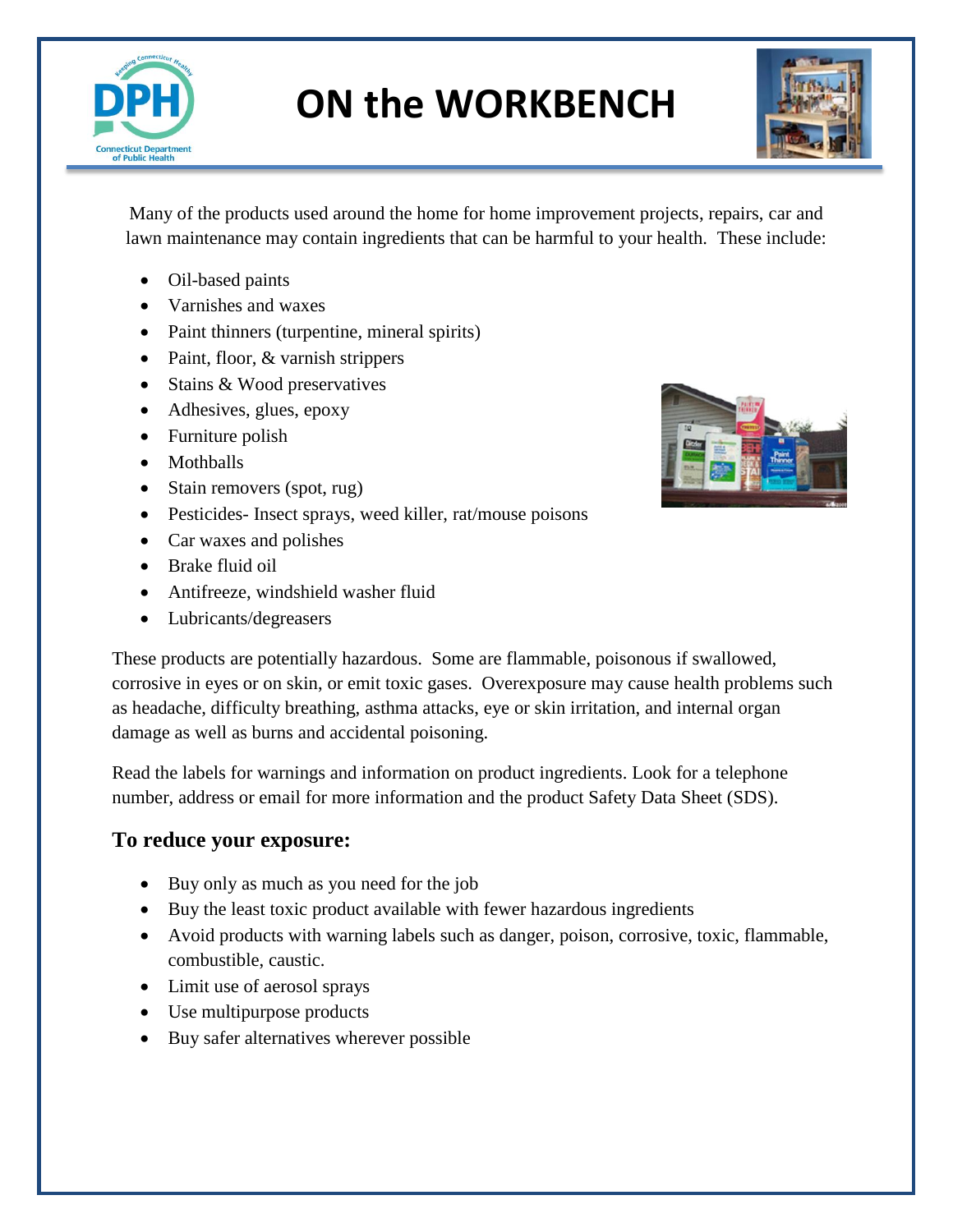# ON the WORKBENCH

Many of the products used around the home for home improvement projects, repairs, car and lawn maintenance may contain ingredients that can be harmful to your health. These include:

- Oil-based paints
- Varnishes and waxes
- Paint thinners (turpentine, mineral spirits)
- Paint, floor, & varnish strippers
- Stains & Wood preservatives
- Adhesives, glues, epoxy
- Furniture polish
- Mothballs
- Stain removers (spot, rug)
- Pesticides- Insect sprays, weed killer, rat/mouse poisons
- Car waxes and polishes
- Brake fluid oil
- Antifreeze, windshield washer fluid
- Lubricants/degreasers

These products are potentially hazardous. Some are flammable, poisonous if swallowed, corrosive in eyes or on skin, or emit toxic gases. Overexposure may cause health problems such as headache, difficulty breathing, asthma attacks, eye or skin irritation, and internal organ damage as well as burns and accidental poisoning.

Read the labels for warnings and information on product ingredients. Look for a telephone number, address or email for more information and the product Safety Data Sheet (SDS).

## To reduce your exposure:

- Buy only as much as you need for the job
- Buy the least toxic product available with fewer hazardous ingredients
- Avoid products with warning labels such as danger, poison, corrosive, toxic, flammable, combustible, caustic.
- Limit use of aerosol sprays
- Use multipurpose products
- Buy safer alternatives wherever possible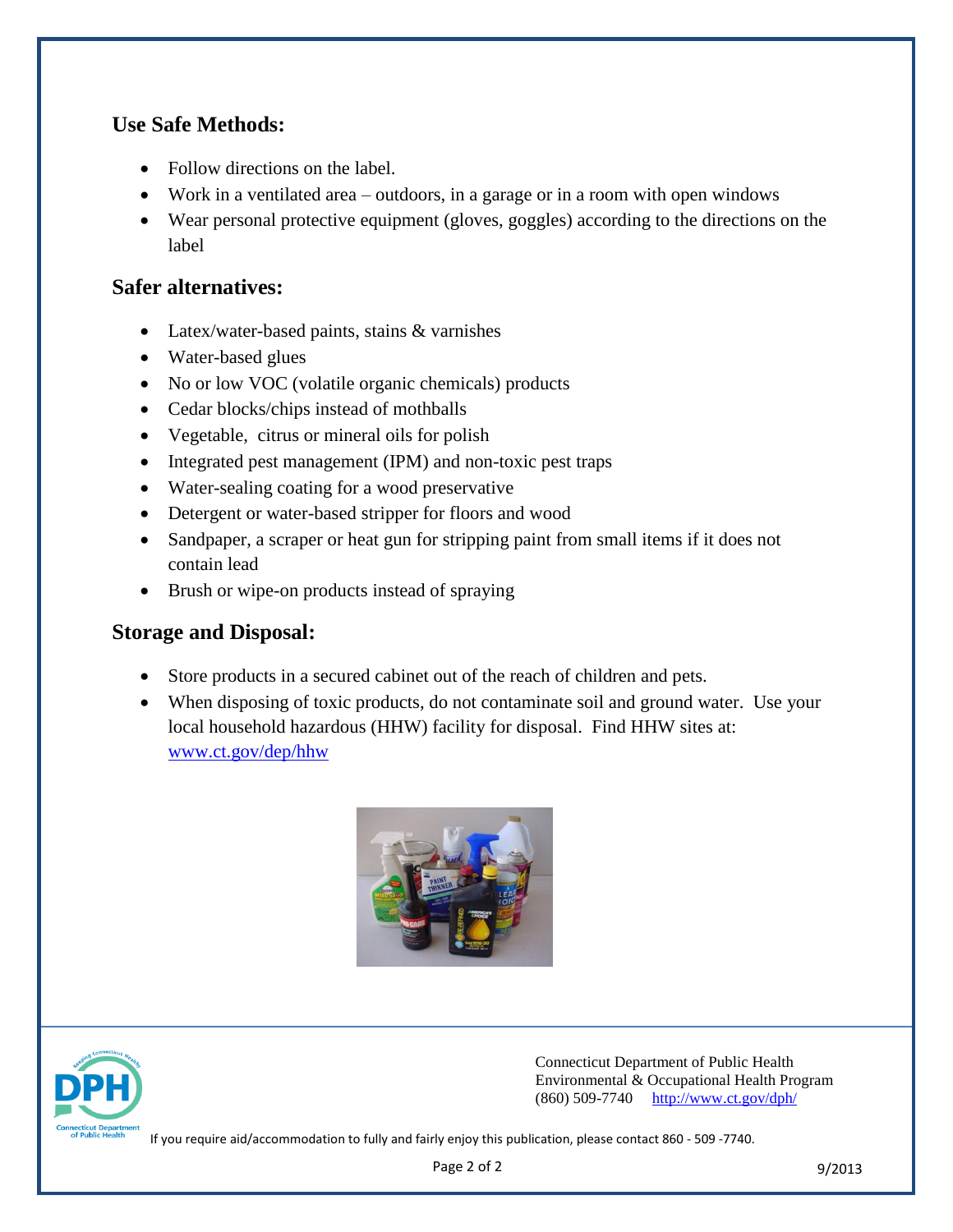## Use Safe Methods:

- Follow directions on the label.
- Work in a ventilated area – outdoors, in a garage or in a room with open windows
- Wear personal protective equipment (gloves, goggles) according to the directions on the label

## Safer alternatives:

- Latex/water-based paints, stains & varnishes
- Water-based glues
- No or low VOC (volatile organic chemicals) products
- Cedar blocks/chips instead of mothballs
- Vegetable, citrus or mineral oils for polish
- Integrated pest management (IPM) and non-toxic pest traps
- Water-sealing coating for a wood preservative
- Detergent or water-based stripper for floors and wood
- Sandpaper, a scraper or heat gun for stripping paint from small items if it does not contain lead
- Brush or wipe-on products instead of spraying

## Storage and Disposal:

- Store products in a secured cabinet out of the reach of children and pets.
- When disposing of toxic products, do not contaminate soil and ground water. Use your local household hazardous (HHW) facility for disposal. Find HHW sites at: www.ct.gov/dep/hhw

Connecticut Department of Public Health
Environmental & Occupational Health Program
(860) 509-7740 http://www.ct.gov/dph/

If you require aid/accommodation to fully and fairly enjoy this publication, please contact 860 - 509 -7740.

9/2013